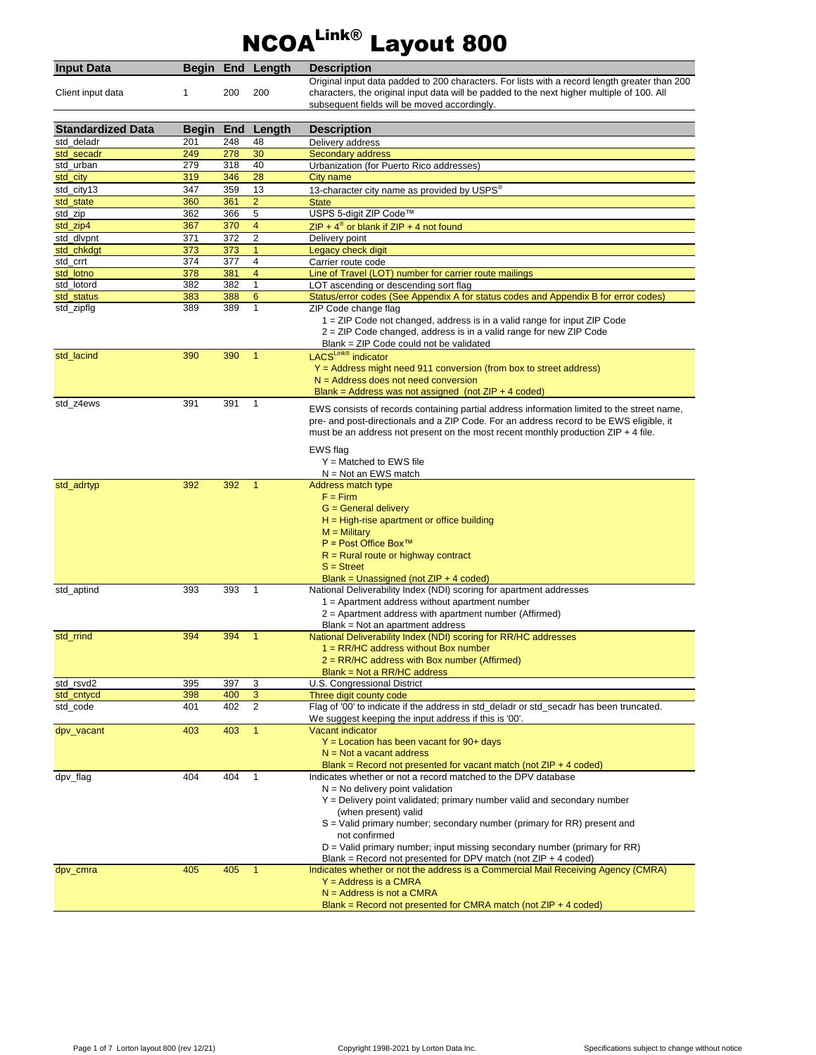# NCOA[Link®] Layout 800

| Input Data | Begin | End | Length | Description |
|---|---|---|---|---|
| Client input data | 1 | 200 | 200 | Original input data padded to 200 characters. For lists with a record length greater than 200 characters, the original input data will be padded to the next higher multiple of 100. All subsequent fields will be moved accordingly. |

| Standardized Data | Begin | End | Length | Description |
|---|---|---|---|---|
| std_deladr | 201 | 248 | 48 | Delivery address |
| std_secadr | 249 | 278 | 30 | Secondary address |
| std_urban | 279 | 318 | 40 | Urbanization (for Puerto Rico addresses) |
| std_city | 319 | 346 | 28 | City name |
| std_city13 | 347 | 359 | 13 | 13-character city name as provided by USPS® |
| std_state | 360 | 361 | 2 | State |
| std_zip | 362 | 366 | 5 | USPS 5-digit ZIP Code™ |
| std_zip4 | 367 | 370 | 4 | ZIP + 4® or blank if ZIP + 4 not found |
| std_dlvpnt | 371 | 372 | 2 | Delivery point |
| std_chkdgt | 373 | 373 | 1 | Legacy check digit |
| std_crrt | 374 | 377 | 4 | Carrier route code |
| std_lotno | 378 | 381 | 4 | Line of Travel (LOT) number for carrier route mailings |
| std_lotord | 382 | 382 | 1 | LOT ascending or descending sort flag |
| std_status | 383 | 388 | 6 | Status/error codes (See Appendix A for status codes and Appendix B for error codes) |
| std_zipflg | 389 | 389 | 1 | ZIP Code change flag<br>1 = ZIP Code not changed, address is in a valid range for input ZIP Code<br>2 = ZIP Code changed, address is in a valid range for new ZIP Code<br>Blank = ZIP Code could not be validated |
| std_lacind | 390 | 390 | 1 | LACS[Link®] indicator<br>Y = Address might need 911 conversion (from box to street address)<br>N = Address does not need conversion<br>Blank = Address was not assigned (not ZIP + 4 coded) |
| std_z4ews | 391 | 391 | 1 | EWS consists of records containing partial address information limited to the street name, pre- and post-directionals and a ZIP Code. For an address record to be EWS eligible, it must be an address not present on the most recent monthly production ZIP + 4 file.<br><br>EWS flag<br>Y = Matched to EWS file<br>N = Not an EWS match |
| std_adrtyp | 392 | 392 | 1 | Address match type<br>F = Firm<br>G = General delivery<br>H = High-rise apartment or office building<br>M = Military<br>P = Post Office Box™<br>R = Rural route or highway contract<br>S = Street<br>Blank = Unassigned (not ZIP + 4 coded) |
| std_aptind | 393 | 393 | 1 | National Deliverability Index (NDI) scoring for apartment addresses<br>1 = Apartment address without apartment number<br>2 = Apartment address with apartment number (Affirmed)<br>Blank = Not an apartment address |
| std_rrind | 394 | 394 | 1 | National Deliverability Index (NDI) scoring for RR/HC addresses<br>1 = RR/HC address without Box number<br>2 = RR/HC address with Box number (Affirmed)<br>Blank = Not a RR/HC address |
| std_rsvd2 | 395 | 397 | 3 | U.S. Congressional District |
| std_cntycd | 398 | 400 | 3 | Three digit county code |
| std_code | 401 | 402 | 2 | Flag of '00' to indicate if the address in std_deladr or std_secadr has been truncated. We suggest keeping the input address if this is '00'. |
| dpv_vacant | 403 | 403 | 1 | Vacant indicator<br>Y = Location has been vacant for 90+ days<br>N = Not a vacant address<br>Blank = Record not presented for vacant match (not ZIP + 4 coded) |
| dpv_flag | 404 | 404 | 1 | Indicates whether or not a record matched to the DPV database<br>N = No delivery point validation<br>Y = Delivery point validated; primary number valid and secondary number (when present) valid<br>S = Valid primary number; secondary number (primary for RR) present and not confirmed<br>D = Valid primary number; input missing secondary number (primary for RR)<br>Blank = Record not presented for DPV match (not ZIP + 4 coded) |
| dpv_cmra | 405 | 405 | 1 | Indicates whether or not the address is a Commercial Mail Receiving Agency (CMRA)<br>Y = Address is a CMRA<br>N = Address is not a CMRA<br>Blank = Record not presented for CMRA match (not ZIP + 4 coded) |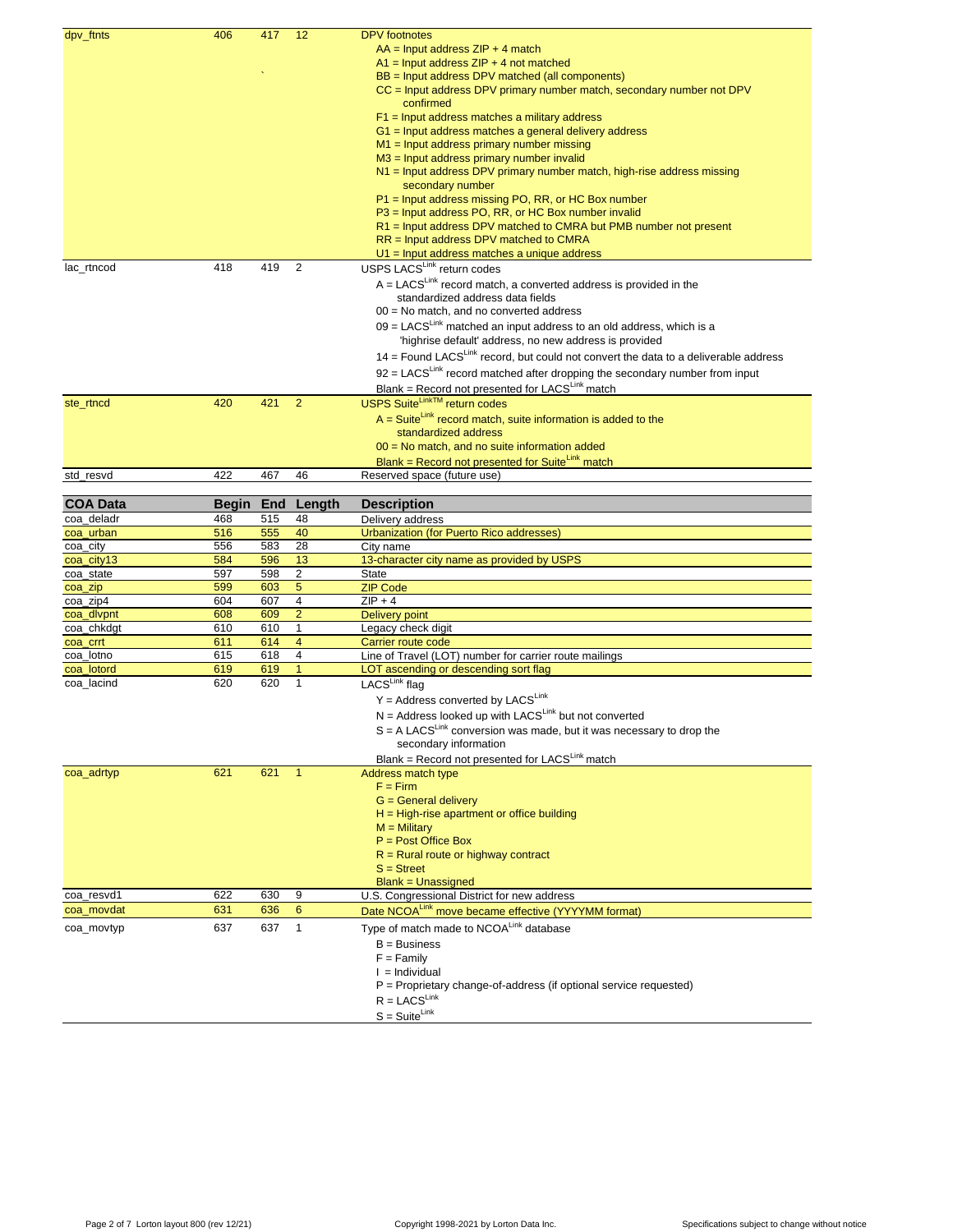| | Begin | End | Length | Description |
|---|---|---|---|---|
| dpv_ftnts | 406 | 417 | 12 | DPV footnotes<br>AA = Input address ZIP + 4 match<br>A1 = Input address ZIP + 4 not matched<br>BB = Input address DPV matched (all components)<br>CC = Input address DPV primary number match, secondary number not DPV confirmed<br>F1 = Input address matches a military address<br>G1 = Input address matches a general delivery address<br>M1 = Input address primary number missing<br>M3 = Input address primary number invalid<br>N1 = Input address DPV primary number match, high-rise address missing secondary number<br>P1 = Input address missing PO, RR, or HC Box number<br>P3 = Input address PO, RR, or HC Box number invalid<br>R1 = Input address DPV matched to CMRA but PMB number not present<br>RR = Input address DPV matched to CMRA<br>U1 = Input address matches a unique address |
| lac_rtncod | 418 | 419 | 2 | USPS LACS[Link] return codes<br>A = LACS[Link] record match, a converted address is provided in the standardized address data fields<br>00 = No match, and no converted address<br>09 = LACS[Link] matched an input address to an old address, which is a 'highrise default' address, no new address is provided<br>14 = Found LACS[Link] record, but could not convert the data to a deliverable address<br>92 = LACS[Link] record matched after dropping the secondary number from input<br>Blank = Record not presented for LACS[Link] match |
| ste_rtncd | 420 | 421 | 2 | USPS Suite[LinkTM] return codes<br>A = Suite[Link] record match, suite information is added to the standardized address<br>00 = No match, and no suite information added<br>Blank = Record not presented for Suite[Link] match |
| std_resvd | 422 | 467 | 46 | Reserved space (future use) |

| COA Data | Begin | End | Length | Description |
|---|---|---|---|---|
| coa_deladr | 468 | 515 | 48 | Delivery address |
| coa_urban | 516 | 555 | 40 | Urbanization (for Puerto Rico addresses) |
| coa_city | 556 | 583 | 28 | City name |
| coa_city13 | 584 | 596 | 13 | 13-character city name as provided by USPS |
| coa_state | 597 | 598 | 2 | State |
| coa_zip | 599 | 603 | 5 | ZIP Code |
| coa_zip4 | 604 | 607 | 4 | ZIP + 4 |
| coa_dlvpnt | 608 | 609 | 2 | Delivery point |
| coa_chkdgt | 610 | 610 | 1 | Legacy check digit |
| coa_crrt | 611 | 614 | 4 | Carrier route code |
| coa_lotno | 615 | 618 | 4 | Line of Travel (LOT) number for carrier route mailings |
| coa_lotord | 619 | 619 | 1 | LOT ascending or descending sort flag |
| coa_lacind | 620 | 620 | 1 | LACS[Link] flag<br>Y = Address converted by LACS[Link]<br>N = Address looked up with LACS[Link] but not converted<br>S = A LACS[Link] conversion was made, but it was necessary to drop the secondary information<br>Blank = Record not presented for LACS[Link] match |
| coa_adrtyp | 621 | 621 | 1 | Address match type<br>F = Firm<br>G = General delivery<br>H = High-rise apartment or office building<br>M = Military<br>P = Post Office Box<br>R = Rural route or highway contract<br>S = Street<br>Blank = Unassigned |
| coa_resvd1 | 622 | 630 | 9 | U.S. Congressional District for new address |
| coa_movdat | 631 | 636 | 6 | Date NCOA[Link] move became effective (YYYYMM format) |
| coa_movtyp | 637 | 637 | 1 | Type of match made to NCOA[Link] database<br>B = Business<br>F = Family<br>I = Individual<br>P = Proprietary change-of-address (if optional service requested)<br>R = LACS[Link]<br>S = Suite[Link] |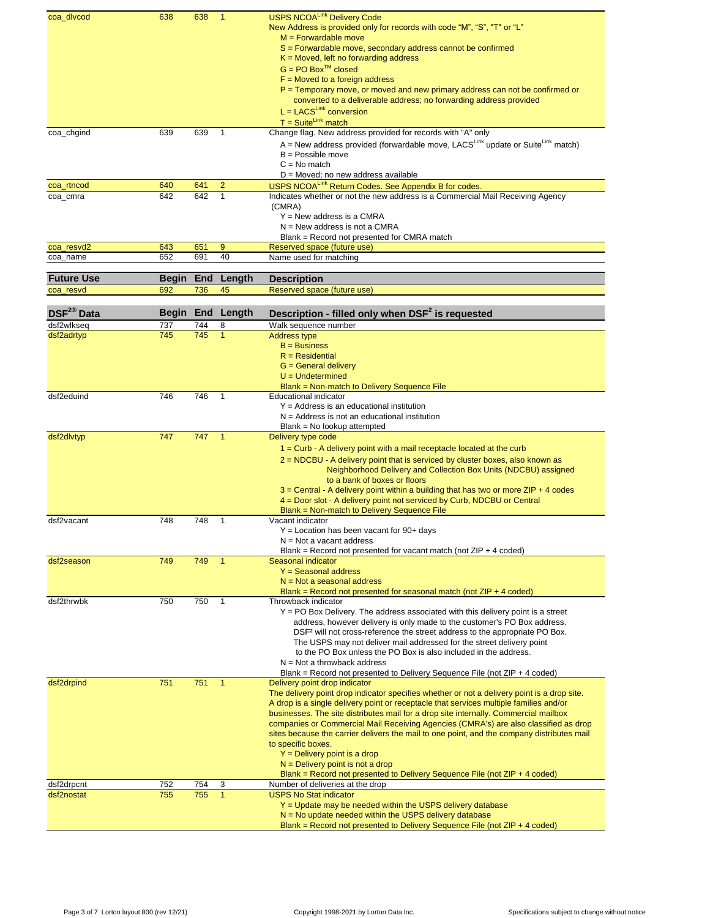| Field | Begin | End | Length | Description |
|---|---|---|---|---|
| coa_dlvcod | 638 | 638 | 1 | USPS NCOA[Link] Delivery Code<br>New Address is provided only for records with code "M", "S", "T" or "L"<br>M = Forwardable move<br>S = Forwardable move, secondary address cannot be confirmed<br>K = Moved, left no forwarding address<br>G = PO Box[TM] closed<br>F = Moved to a foreign address<br>P = Temporary move, or moved and new primary address can not be confirmed or converted to a deliverable address; no forwarding address provided<br>L = LACS[Link] conversion<br>T = Suite[Link] match |
| coa_chgind | 639 | 639 | 1 | Change flag. New address provided for records with "A" only<br>A = New address provided (forwardable move, LACS[Link] update or Suite[Link] match)<br>B = Possible move<br>C = No match<br>D = Moved; no new address available |
| coa_rtncod | 640 | 641 | 2 | USPS NCOA[Link] Return Codes. See Appendix B for codes. |
| coa_cmra | 642 | 642 | 1 | Indicates whether or not the new address is a Commercial Mail Receiving Agency (CMRA)<br>Y = New address is a CMRA<br>N = New address is not a CMRA<br>Blank = Record not presented for CMRA match |
| coa_resvd2 | 643 | 651 | 9 | Reserved space (future use) |
| coa_name | 652 | 691 | 40 | Name used for matching |

| Future Use | Begin | End | Length | Description |
|---|---|---|---|---|
| coa_resvd | 692 | 736 | 45 | Reserved space (future use) |

| DSF[2®] Data | Begin | End | Length | Description - filled only when DSF[2] is requested |
|---|---|---|---|---|
| dsf2wlkseq | 737 | 744 | 8 | Walk sequence number |
| dsf2adrtyp | 745 | 745 | 1 | Address type<br>B = Business<br>R = Residential<br>G = General delivery<br>U = Undetermined<br>Blank = Non-match to Delivery Sequence File |
| dsf2eduind | 746 | 746 | 1 | Educational indicator<br>Y = Address is an educational institution<br>N = Address is not an educational institution<br>Blank = No lookup attempted |
| dsf2dlvtyp | 747 | 747 | 1 | Delivery type code<br>1 = Curb - A delivery point with a mail receptacle located at the curb<br>2 = NDCBU - A delivery point that is serviced by cluster boxes, also known as Neighborhood Delivery and Collection Box Units (NDCBU) assigned to a bank of boxes or floors<br>3 = Central - A delivery point within a building that has two or more ZIP + 4 codes<br>4 = Door slot - A delivery point not serviced by Curb, NDCBU or Central<br>Blank = Non-match to Delivery Sequence File |
| dsf2vacant | 748 | 748 | 1 | Vacant indicator<br>Y = Location has been vacant for 90+ days<br>N = Not a vacant address<br>Blank = Record not presented for vacant match (not ZIP + 4 coded) |
| dsf2season | 749 | 749 | 1 | Seasonal indicator<br>Y = Seasonal address<br>N = Not a seasonal address<br>Blank = Record not presented for seasonal match (not ZIP + 4 coded) |
| dsf2thrwbk | 750 | 750 | 1 | Throwback indicator<br>Y = PO Box Delivery. The address associated with this delivery point is a street address, however delivery is only made to the customer's PO Box address. DSF² will not cross-reference the street address to the appropriate PO Box. The USPS may not deliver mail addressed for the street delivery point to the PO Box unless the PO Box is also included in the address.<br>N = Not a throwback address<br>Blank = Record not presented to Delivery Sequence File (not ZIP + 4 coded) |
| dsf2drpind | 751 | 751 | 1 | Delivery point drop indicator<br>The delivery point drop indicator specifies whether or not a delivery point is a drop site. A drop is a single delivery point or receptacle that services multiple families and/or businesses. The site distributes mail for a drop site internally. Commercial mailbox companies or Commercial Mail Receiving Agencies (CMRA's) are also classified as drop sites because the carrier delivers the mail to one point, and the company distributes mail to specific boxes.<br>Y = Delivery point is a drop<br>N = Delivery point is not a drop<br>Blank = Record not presented to Delivery Sequence File (not ZIP + 4 coded) |
| dsf2drpcnt | 752 | 754 | 3 | Number of deliveries at the drop |
| dsf2nostat | 755 | 755 | 1 | USPS No Stat indicator<br>Y = Update may be needed within the USPS delivery database<br>N = No update needed within the USPS delivery database<br>Blank = Record not presented to Delivery Sequence File (not ZIP + 4 coded) |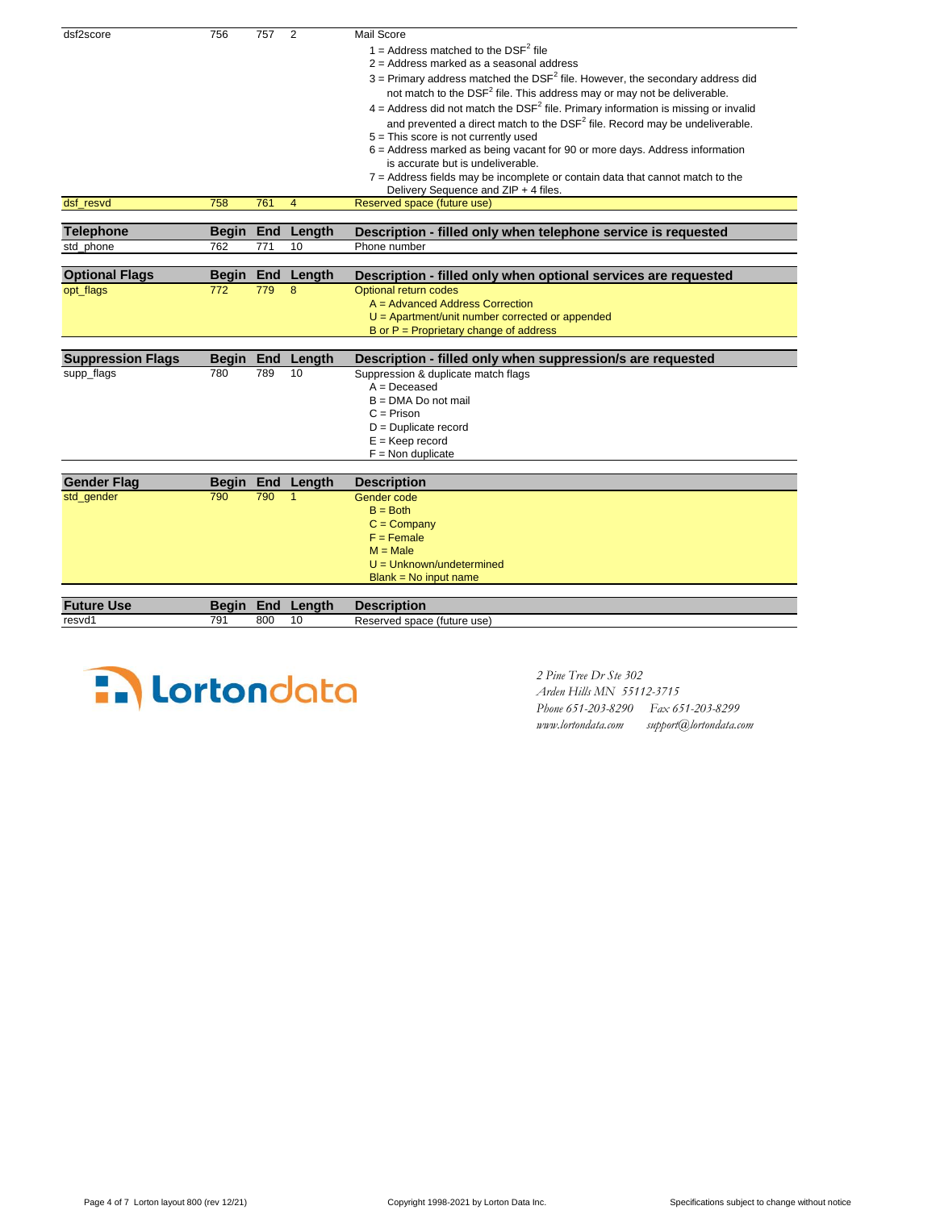| Field | Begin | End | Length | Description |
|---|---|---|---|---|
| dsf2score | 756 | 757 | 2 | Mail Score<br>1 = Address matched to the DSF$^2$ file<br>2 = Address marked as a seasonal address<br>3 = Primary address matched the DSF$^2$ file. However, the secondary address did not match to the DSF$^2$ file. This address may or may not be deliverable.<br>4 = Address did not match the DSF$^2$ file. Primary information is missing or invalid and prevented a direct match to the DSF$^2$ file. Record may be undeliverable.<br>5 = This score is not currently used<br>6 = Address marked as being vacant for 90 or more days. Address information is accurate but is undeliverable.<br>7 = Address fields may be incomplete or contain data that cannot match to the Delivery Sequence and ZIP + 4 files. |
| dsf_resvd | 758 | 761 | 4 | Reserved space (future use) |

| Telephone | Begin | End | Length | Description - filled only when telephone service is requested |
|---|---|---|---|---|
| std_phone | 762 | 771 | 10 | Phone number |

| Optional Flags | Begin | End | Length | Description - filled only when optional services are requested |
|---|---|---|---|---|
| opt_flags | 772 | 779 | 8 | Optional return codes<br>A = Advanced Address Correction<br>U = Apartment/unit number corrected or appended<br>B or P = Proprietary change of address |

| Suppression Flags | Begin | End | Length | Description - filled only when suppression/s are requested |
|---|---|---|---|---|
| supp_flags | 780 | 789 | 10 | Suppression & duplicate match flags<br>A = Deceased<br>B = DMA Do not mail<br>C = Prison<br>D = Duplicate record<br>E = Keep record<br>F = Non duplicate |

| Gender Flag | Begin | End | Length | Description |
|---|---|---|---|---|
| std_gender | 790 | 790 | 1 | Gender code<br>B = Both<br>C = Company<br>F = Female<br>M = Male<br>U = Unknown/undetermined<br>Blank = No input name |

| Future Use | Begin | End | Length | Description |
|---|---|---|---|---|
| resvd1 | 791 | 800 | 10 | Reserved space (future use) |

**Lortondata**

*2 Pine Tree Dr Ste 302*
*Arden Hills MN 55112-3715*
*Phone 651-203-8290 Fax 651-203-8299*
*www.lortondata.com support@lortondata.com*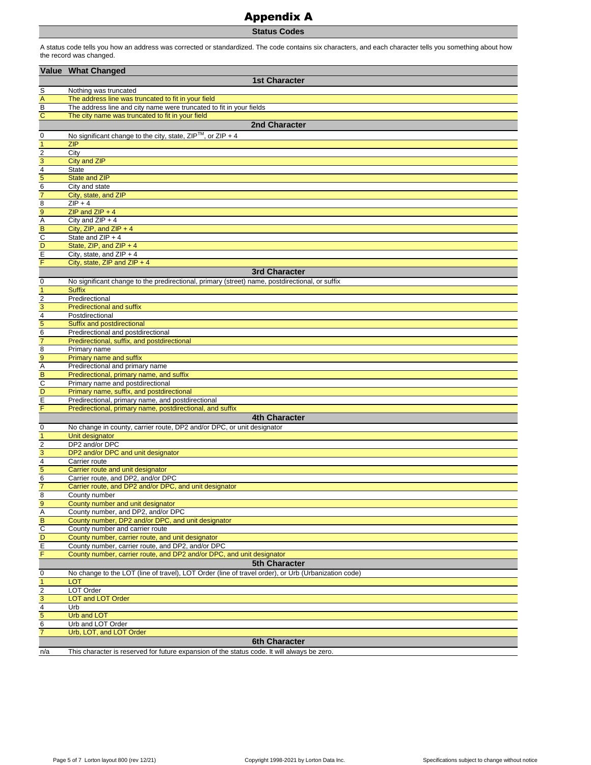# Appendix A

## Status Codes

A status code tells you how an address was corrected or standardized. The code contains six characters, and each character tells you something about how the record was changed.

| Value | What Changed |
|---|---|
| | **1st Character** |
| S | Nothing was truncated |
| A | The address line was truncated to fit in your field |
| B | The address line and city name were truncated to fit in your fields |
| C | The city name was truncated to fit in your field |
| | **2nd Character** |
| 0 | No significant change to the city, state, ZIP™, or ZIP + 4 |
| 1 | ZIP |
| 2 | City |
| 3 | City and ZIP |
| 4 | State |
| 5 | State and ZIP |
| 6 | City and state |
| 7 | City, state, and ZIP |
| 8 | ZIP + 4 |
| 9 | ZIP and ZIP + 4 |
| A | City and ZIP + 4 |
| B | City, ZIP, and ZIP + 4 |
| C | State and ZIP + 4 |
| D | State, ZIP, and ZIP + 4 |
| E | City, state, and ZIP + 4 |
| F | City, state, ZIP and ZIP + 4 |
| | **3rd Character** |
| 0 | No significant change to the predirectional, primary (street) name, postdirectional, or suffix |
| 1 | Suffix |
| 2 | Predirectional |
| 3 | Predirectional and suffix |
| 4 | Postdirectional |
| 5 | Suffix and postdirectional |
| 6 | Predirectional and postdirectional |
| 7 | Predirectional, suffix, and postdirectional |
| 8 | Primary name |
| 9 | Primary name and suffix |
| A | Predirectional and primary name |
| B | Predirectional, primary name, and suffix |
| C | Primary name and postdirectional |
| D | Primary name, suffix, and postdirectional |
| E | Predirectional, primary name, and postdirectional |
| F | Predirectional, primary name, postdirectional, and suffix |
| | **4th Character** |
| 0 | No change in county, carrier route, DP2 and/or DPC, or unit designator |
| 1 | Unit designator |
| 2 | DP2 and/or DPC |
| 3 | DP2 and/or DPC and unit designator |
| 4 | Carrier route |
| 5 | Carrier route and unit designator |
| 6 | Carrier route, and DP2, and/or DPC |
| 7 | Carrier route, and DP2 and/or DPC, and unit designator |
| 8 | County number |
| 9 | County number and unit designator |
| A | County number, and DP2, and/or DPC |
| B | County number, DP2 and/or DPC, and unit designator |
| C | County number and carrier route |
| D | County number, carrier route, and unit designator |
| E | County number, carrier route, and DP2, and/or DPC |
| F | County number, carrier route, and DP2 and/or DPC, and unit designator |
| | **5th Character** |
| 0 | No change to the LOT (line of travel), LOT Order (line of travel order), or Urb (Urbanization code) |
| 1 | LOT |
| 2 | LOT Order |
| 3 | LOT and LOT Order |
| 4 | Urb |
| 5 | Urb and LOT |
| 6 | Urb and LOT Order |
| 7 | Urb, LOT, and LOT Order |
| | **6th Character** |
| n/a | This character is reserved for future expansion of the status code. It will always be zero. |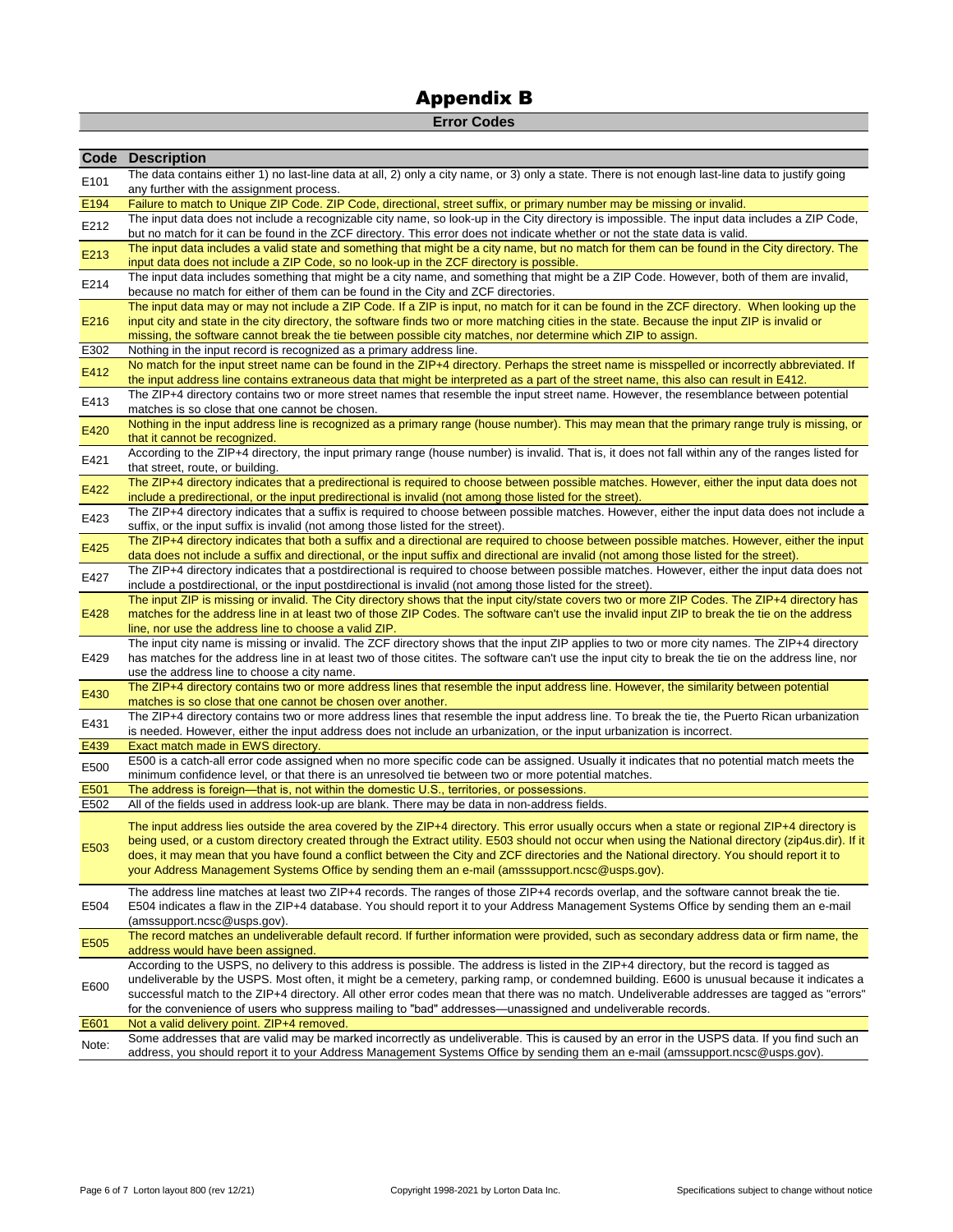# Appendix B

## Error Codes

| Code | Description |
|---|---|
| E101 | The data contains either 1) no last-line data at all, 2) only a city name, or 3) only a state. There is not enough last-line data to justify going any further with the assignment process. |
| E194 | Failure to match to Unique ZIP Code. ZIP Code, directional, street suffix, or primary number may be missing or invalid. |
| E212 | The input data does not include a recognizable city name, so look-up in the City directory is impossible. The input data includes a ZIP Code, but no match for it can be found in the ZCF directory. This error does not indicate whether or not the state data is valid. |
| E213 | The input data includes a valid state and something that might be a city name, but no match for them can be found in the City directory. The input data does not include a ZIP Code, so no look-up in the ZCF directory is possible. |
| E214 | The input data includes something that might be a city name, and something that might be a ZIP Code. However, both of them are invalid, because no match for either of them can be found in the City and ZCF directories. |
| E216 | The input data may or may not include a ZIP Code. If a ZIP is input, no match for it can be found in the ZCF directory. When looking up the input city and state in the city directory, the software finds two or more matching cities in the state. Because the input ZIP is invalid or missing, the software cannot break the tie between possible city matches, nor determine which ZIP to assign. |
| E302 | Nothing in the input record is recognized as a primary address line. |
| E412 | No match for the input street name can be found in the ZIP+4 directory. Perhaps the street name is misspelled or incorrectly abbreviated. If the input address line contains extraneous data that might be interpreted as a part of the street name, this also can result in E412. |
| E413 | The ZIP+4 directory contains two or more street names that resemble the input street name. However, the resemblance between potential matches is so close that one cannot be chosen. |
| E420 | Nothing in the input address line is recognized as a primary range (house number). This may mean that the primary range truly is missing, or that it cannot be recognized. |
| E421 | According to the ZIP+4 directory, the input primary range (house number) is invalid. That is, it does not fall within any of the ranges listed for that street, route, or building. |
| E422 | The ZIP+4 directory indicates that a predirectional is required to choose between possible matches. However, either the input data does not include a predirectional, or the input predirectional is invalid (not among those listed for the street). |
| E423 | The ZIP+4 directory indicates that a suffix is required to choose between possible matches. However, either the input data does not include a suffix, or the input suffix is invalid (not among those listed for the street). |
| E425 | The ZIP+4 directory indicates that both a suffix and a directional are required to choose between possible matches. However, either the input data does not include a suffix and directional, or the input suffix and directional are invalid (not among those listed for the street). |
| E427 | The ZIP+4 directory indicates that a postdirectional is required to choose between possible matches. However, either the input data does not include a postdirectional, or the input postdirectional is invalid (not among those listed for the street). |
| E428 | The input ZIP is missing or invalid. The City directory shows that the input city/state covers two or more ZIP Codes. The ZIP+4 directory has matches for the address line in at least two of those ZIP Codes. The software can't use the invalid input ZIP to break the tie on the address line, nor use the address line to choose a valid ZIP. |
| E429 | The input city name is missing or invalid. The ZCF directory shows that the input ZIP applies to two or more city names. The ZIP+4 directory has matches for the address line in at least two of those citites. The software can't use the input city to break the tie on the address line, nor use the address line to choose a city name. |
| E430 | The ZIP+4 directory contains two or more address lines that resemble the input address line. However, the similarity between potential matches is so close that one cannot be chosen over another. |
| E431 | The ZIP+4 directory contains two or more address lines that resemble the input address line. To break the tie, the Puerto Rican urbanization is needed. However, either the input address does not include an urbanization, or the input urbanization is incorrect. |
| E439 | Exact match made in EWS directory. |
| E500 | E500 is a catch-all error code assigned when no more specific code can be assigned. Usually it indicates that no potential match meets the minimum confidence level, or that there is an unresolved tie between two or more potential matches. |
| E501 | The address is foreign—that is, not within the domestic U.S., territories, or possessions. |
| E502 | All of the fields used in address look-up are blank. There may be data in non-address fields. |
| E503 | The input address lies outside the area covered by the ZIP+4 directory. This error usually occurs when a state or regional ZIP+4 directory is being used, or a custom directory created through the Extract utility. E503 should not occur when using the National directory (zip4us.dir). If it does, it may mean that you have found a conflict between the City and ZCF directories and the National directory. You should report it to your Address Management Systems Office by sending them an e-mail (amsssupport.ncsc@usps.gov). |
| E504 | The address line matches at least two ZIP+4 records. The ranges of those ZIP+4 records overlap, and the software cannot break the tie. E504 indicates a flaw in the ZIP+4 database. You should report it to your Address Management Systems Office by sending them an e-mail (amssupport.ncsc@usps.gov). |
| E505 | The record matches an undeliverable default record. If further information were provided, such as secondary address data or firm name, the address would have been assigned. |
| E600 | According to the USPS, no delivery to this address is possible. The address is listed in the ZIP+4 directory, but the record is tagged as undeliverable by the USPS. Most often, it might be a cemetery, parking ramp, or condemned building. E600 is unusual because it indicates a successful match to the ZIP+4 directory. All other error codes mean that there was no match. Undeliverable addresses are tagged as "errors" for the convenience of users who suppress mailing to "bad" addresses—unassigned and undeliverable records. |
| E601 | Not a valid delivery point. ZIP+4 removed. |
| Note: | Some addresses that are valid may be marked incorrectly as undeliverable. This is caused by an error in the USPS data. If you find such an address, you should report it to your Address Management Systems Office by sending them an e-mail (amssupport.ncsc@usps.gov). |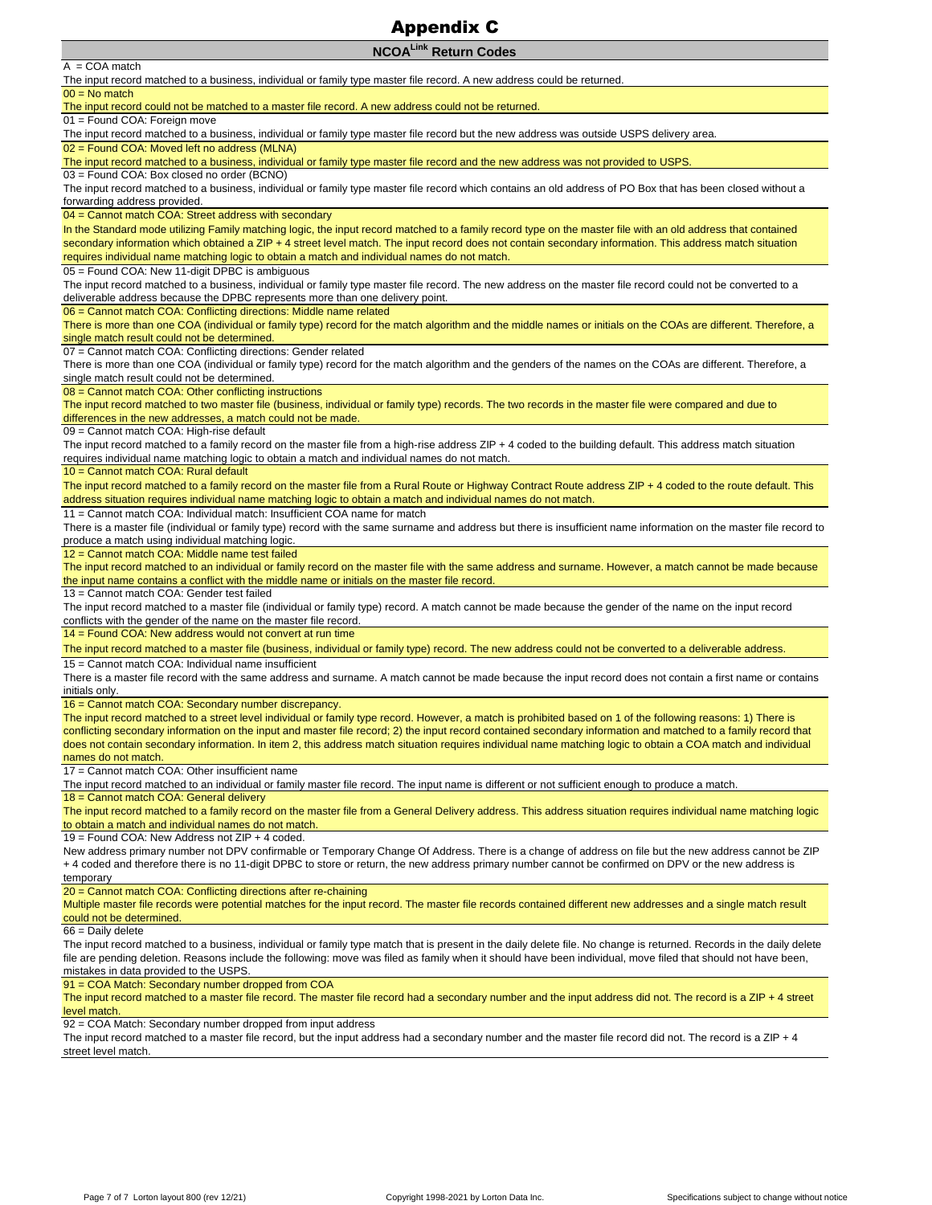# Appendix C

## NCOA[Link] Return Codes

A = COA match

The input record matched to a business, individual or family type master file record. A new address could be returned.

00 = No match

The input record could not be matched to a master file record. A new address could not be returned.

01 = Found COA: Foreign move

The input record matched to a business, individual or family type master file record but the new address was outside USPS delivery area.

02 = Found COA: Moved left no address (MLNA)

The input record matched to a business, individual or family type master file record and the new address was not provided to USPS.

03 = Found COA: Box closed no order (BCNO)

The input record matched to a business, individual or family type master file record which contains an old address of PO Box that has been closed without a forwarding address provided.

04 = Cannot match COA: Street address with secondary

In the Standard mode utilizing Family matching logic, the input record matched to a family record type on the master file with an old address that contained secondary information which obtained a ZIP + 4 street level match. The input record does not contain secondary information. This address match situation requires individual name matching logic to obtain a match and individual names do not match.

05 = Found COA: New 11-digit DPBC is ambiguous

The input record matched to a business, individual or family type master file record. The new address on the master file record could not be converted to a deliverable address because the DPBC represents more than one delivery point.

06 = Cannot match COA: Conflicting directions: Middle name related

There is more than one COA (individual or family type) record for the match algorithm and the middle names or initials on the COAs are different. Therefore, a single match result could not be determined.

07 = Cannot match COA: Conflicting directions: Gender related

There is more than one COA (individual or family type) record for the match algorithm and the genders of the names on the COAs are different. Therefore, a single match result could not be determined.

08 = Cannot match COA: Other conflicting instructions

The input record matched to two master file (business, individual or family type) records. The two records in the master file were compared and due to differences in the new addresses, a match could not be made.

09 = Cannot match COA: High-rise default

The input record matched to a family record on the master file from a high-rise address ZIP + 4 coded to the building default. This address match situation requires individual name matching logic to obtain a match and individual names do not match.

10 = Cannot match COA: Rural default

The input record matched to a family record on the master file from a Rural Route or Highway Contract Route address ZIP + 4 coded to the route default. This address situation requires individual name matching logic to obtain a match and individual names do not match.

11 = Cannot match COA: Individual match: Insufficient COA name for match

There is a master file (individual or family type) record with the same surname and address but there is insufficient name information on the master file record to produce a match using individual matching logic.

12 = Cannot match COA: Middle name test failed

The input record matched to an individual or family record on the master file with the same address and surname. However, a match cannot be made because the input name contains a conflict with the middle name or initials on the master file record.

13 = Cannot match COA: Gender test failed

The input record matched to a master file (individual or family type) record. A match cannot be made because the gender of the name on the input record conflicts with the gender of the name on the master file record.

14 = Found COA: New address would not convert at run time

The input record matched to a master file (business, individual or family type) record. The new address could not be converted to a deliverable address.

15 = Cannot match COA: Individual name insufficient

There is a master file record with the same address and surname. A match cannot be made because the input record does not contain a first name or contains initials only.

16 = Cannot match COA: Secondary number discrepancy.

The input record matched to a street level individual or family type record. However, a match is prohibited based on 1 of the following reasons: 1) There is conflicting secondary information on the input and master file record; 2) the input record contained secondary information and matched to a family record that does not contain secondary information. In item 2, this address match situation requires individual name matching logic to obtain a COA match and individual names do not match.

17 = Cannot match COA: Other insufficient name

The input record matched to an individual or family master file record. The input name is different or not sufficient enough to produce a match.

18 = Cannot match COA: General delivery

The input record matched to a family record on the master file from a General Delivery address. This address situation requires individual name matching logic to obtain a match and individual names do not match.

19 = Found COA: New Address not ZIP + 4 coded.

New address primary number not DPV confirmable or Temporary Change Of Address. There is a change of address on file but the new address cannot be ZIP + 4 coded and therefore there is no 11-digit DPBC to store or return, the new address primary number cannot be confirmed on DPV or the new address is temporary

20 = Cannot match COA: Conflicting directions after re-chaining

Multiple master file records were potential matches for the input record. The master file records contained different new addresses and a single match result could not be determined.

66 = Daily delete

The input record matched to a business, individual or family type match that is present in the daily delete file. No change is returned. Records in the daily delete file are pending deletion. Reasons include the following: move was filed as family when it should have been individual, move filed that should not have been, mistakes in data provided to the USPS.

91 = COA Match: Secondary number dropped from COA

The input record matched to a master file record. The master file record had a secondary number and the input address did not. The record is a ZIP + 4 street level match.

92 = COA Match: Secondary number dropped from input address

The input record matched to a master file record, but the input address had a secondary number and the master file record did not. The record is a ZIP + 4 street level match.